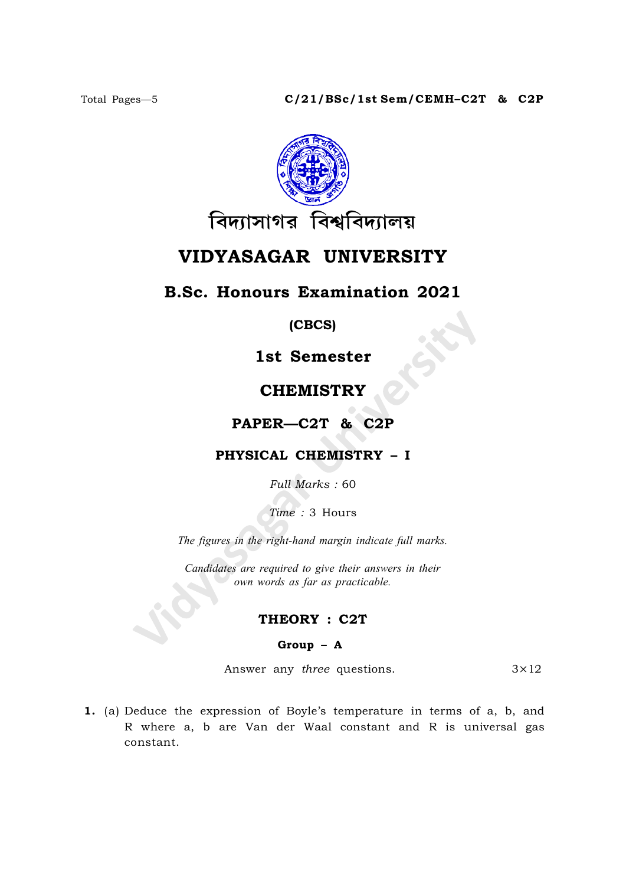C/21/BSc/1st Sem/CEMH–C2T & C2P

বিদ্যাসাগর বিশ্ববিদ্যালয়

# VIDYASAGAR UNIVERSITY

## B.Sc. Honours Examination 2021

**(CBCS)**

**1st Semester**

## CHEMISTRY

### PAPER—C2T & C2P

### PHYSICAL CHEMISTRY – I

*Full Marks* : 60

*Time* : 3 Hours

*The figures in the right-hand margin indicate full marks.*

*Candidates are required to give their answers in their own words as far as practicable.*

### THEORY : C2T

**Group – A**

Answer any *three* questions. $3 \times 12$

**1.** (a) Deduce the expression of Boyle's temperature in terms of a, b, and R where a, b are Van der Waal constant and R is universal gas constant.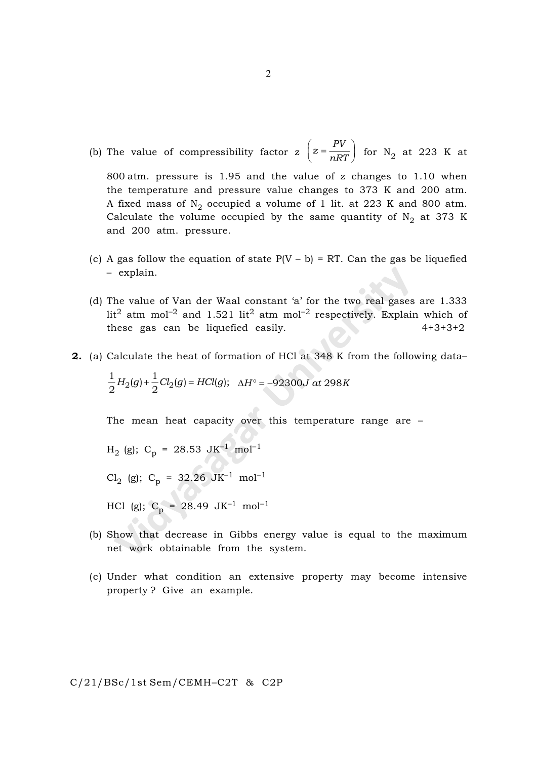(b) The value of compressibility factor z $\left(z = \frac{PV}{nRT}\right)$ for $N_2$ at 223 K at 800 atm. pressure is 1.95 and the value of z changes to 1.10 when the temperature and pressure value changes to 373 K and 200 atm. A fixed mass of $N_2$ occupied a volume of 1 lit. at 223 K and 800 atm. Calculate the volume occupied by the same quantity of $N_2$ at 373 K and 200 atm. pressure.

(c) A gas follow the equation of state $P(V - b) = RT$. Can the gas be liquefied – explain.

(d) The value of Van der Waal constant 'a' for the two real gases are 1.333 lit$^2$ atm mol$^{-2}$ and 1.521 lit$^2$ atm mol$^{-2}$ respectively. Explain which of these gas can be liquefied easily. 4+3+3+2

**2.** (a) Calculate the heat of formation of HCl at 348 K from the following data–

$$\frac{1}{2}H_2(g) + \frac{1}{2}Cl_2(g) = HCl(g); \quad \Delta H^\circ = -92300J \text{ at } 298K$$

The mean heat capacity over this temperature range are –

$H_2$ (g); $C_p$ = 28.53 JK$^{-1}$ mol$^{-1}$

$Cl_2$ (g); $C_p$ = 32.26 JK$^{-1}$ mol$^{-1}$

HCl (g); $C_p$ = 28.49 JK$^{-1}$ mol$^{-1}$

(b) Show that decrease in Gibbs energy value is equal to the maximum net work obtainable from the system.

(c) Under what condition an extensive property may become intensive property? Give an example.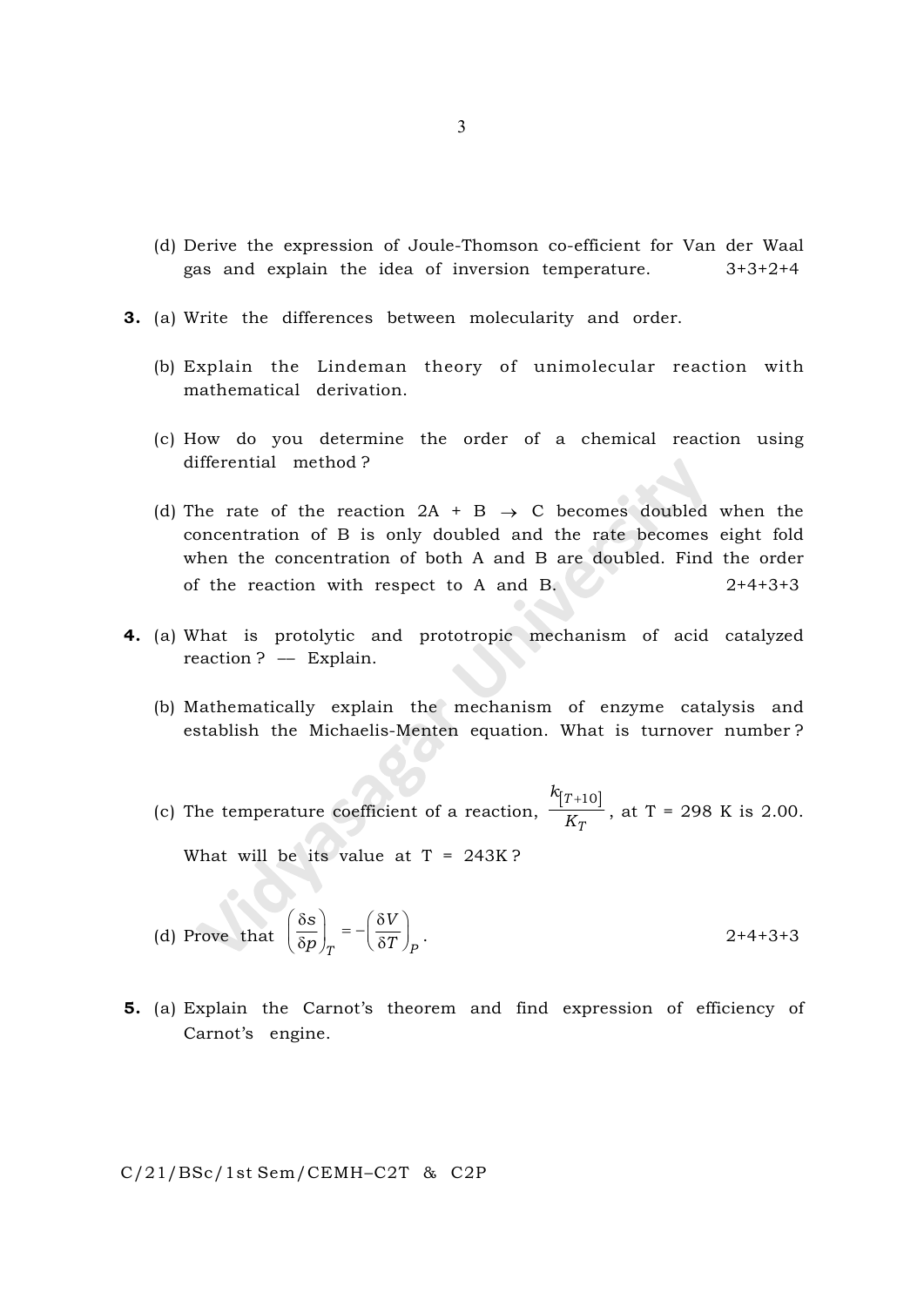(d) Derive the expression of Joule-Thomson co-efficient for Van der Waal gas and explain the idea of inversion temperature. 3+3+2+4

**3.** (a) Write the differences between molecularity and order.

(b) Explain the Lindeman theory of unimolecular reaction with mathematical derivation.

(c) How do you determine the order of a chemical reaction using differential method ?

(d) The rate of the reaction 2A + B $\rightarrow$ C becomes doubled when the concentration of B is only doubled and the rate becomes eight fold when the concentration of both A and B are doubled. Find the order of the reaction with respect to A and B. 2+4+3+3

**4.** (a) What is protolytic and prototropic mechanism of acid catalyzed reaction ? –– Explain.

(b) Mathematically explain the mechanism of enzyme catalysis and establish the Michaelis-Menten equation. What is turnover number ?

(c) The temperature coefficient of a reaction, $\frac{k_{[T+10]}}{K_T}$, at T = 298 K is 2.00. What will be its value at T = 243K ?

(d) Prove that $\left(\frac{\delta s}{\delta p}\right)_T = -\left(\frac{\delta V}{\delta T}\right)_P$. 2+4+3+3

**5.** (a) Explain the Carnot's theorem and find expression of efficiency of Carnot's engine.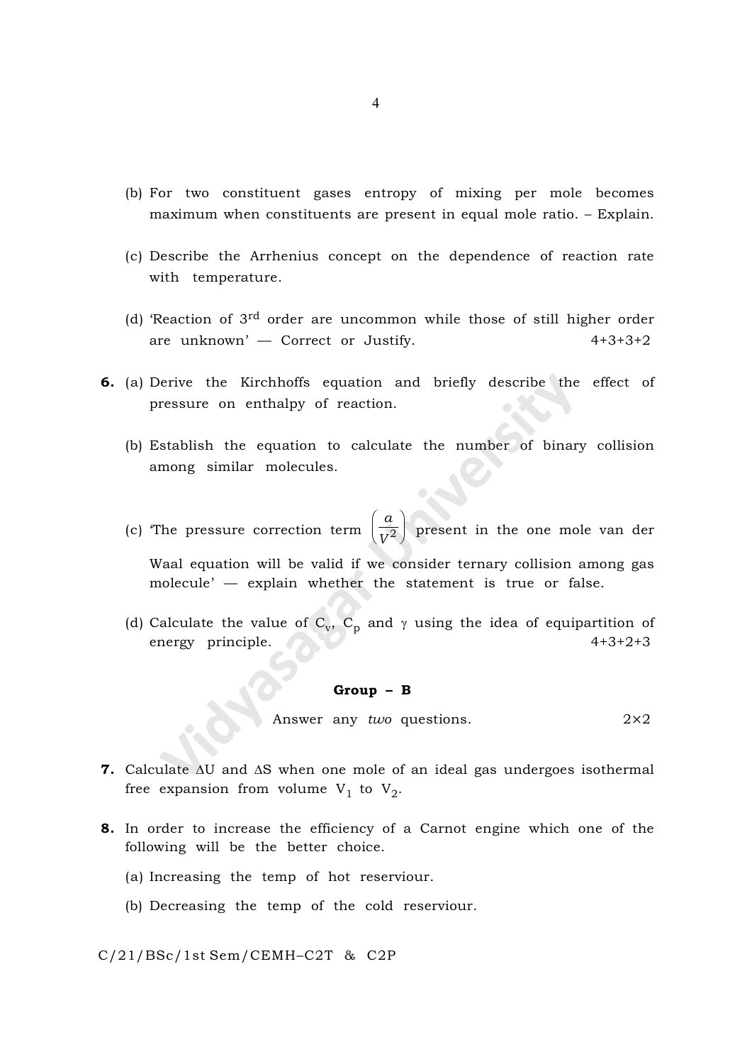(b) For two constituent gases entropy of mixing per mole becomes maximum when constituents are present in equal mole ratio. – Explain.

(c) Describe the Arrhenius concept on the dependence of reaction rate with temperature.

(d) 'Reaction of $3^{rd}$ order are uncommon while those of still higher order are unknown' — Correct or Justify. 4+3+3+2

**6.** (a) Derive the Kirchhoffs equation and briefly describe the effect of pressure on enthalpy of reaction.

(b) Establish the equation to calculate the number of binary collision among similar molecules.

(c) 'The pressure correction term $\left(\frac{a}{V^2}\right)$ present in the one mole van der Waal equation will be valid if we consider ternary collision among gas molecule' — explain whether the statement is true or false.

(d) Calculate the value of $C_v$, $C_p$ and $\gamma$ using the idea of equipartition of energy principle. 4+3+2+3

## Group – B

Answer any *two* questions. 2×2

**7.** Calculate $\Delta U$ and $\Delta S$ when one mole of an ideal gas undergoes isothermal free expansion from volume $V_1$ to $V_2$.

**8.** In order to increase the efficiency of a Carnot engine which one of the following will be the better choice.

(a) Increasing the temp of hot reserviour.

(b) Decreasing the temp of the cold reserviour.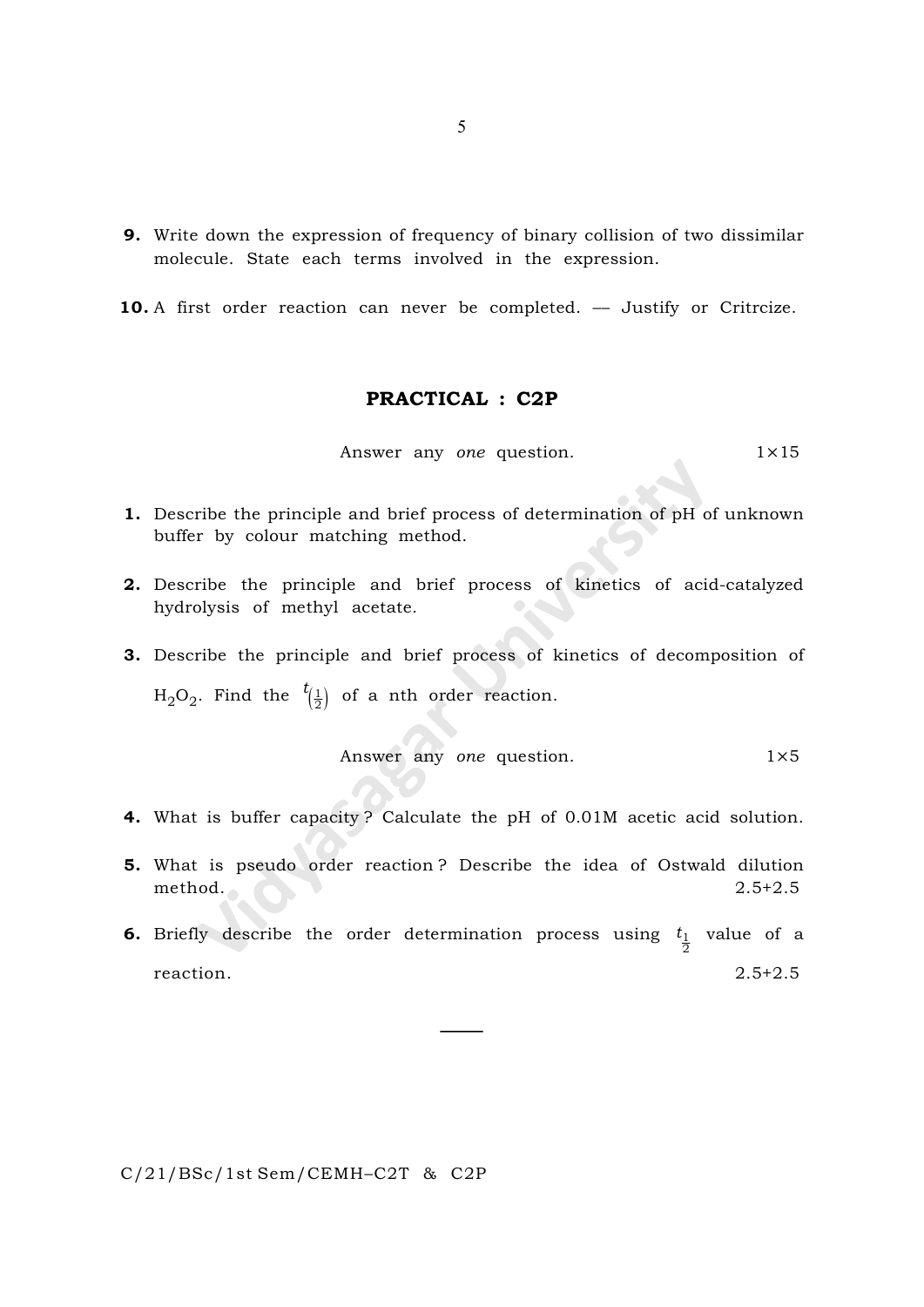**9.** Write down the expression of frequency of binary collision of two dissimilar molecule. State each terms involved in the expression.

**10.** A first order reaction can never be completed. — Justify or Critrcize.

## PRACTICAL : C2P

Answer any *one* question. 1×15

**1.** Describe the principle and brief process of determination of pH of unknown buffer by colour matching method.

**2.** Describe the principle and brief process of kinetics of acid-catalyzed hydrolysis of methyl acetate.

**3.** Describe the principle and brief process of kinetics of decomposition of $H_2O_2$. Find the $t_{\left(\frac{1}{2}\right)}$ of a nth order reaction.

Answer any *one* question. 1×5

**4.** What is buffer capacity? Calculate the pH of 0.01M acetic acid solution.

**5.** What is pseudo order reaction? Describe the idea of Ostwald dilution method. 2.5+2.5

**6.** Briefly describe the order determination process using $t_{\frac{1}{2}}$ value of a reaction. 2.5+2.5

C/21/BSc/1st Sem/CEMH–C2T & C2P